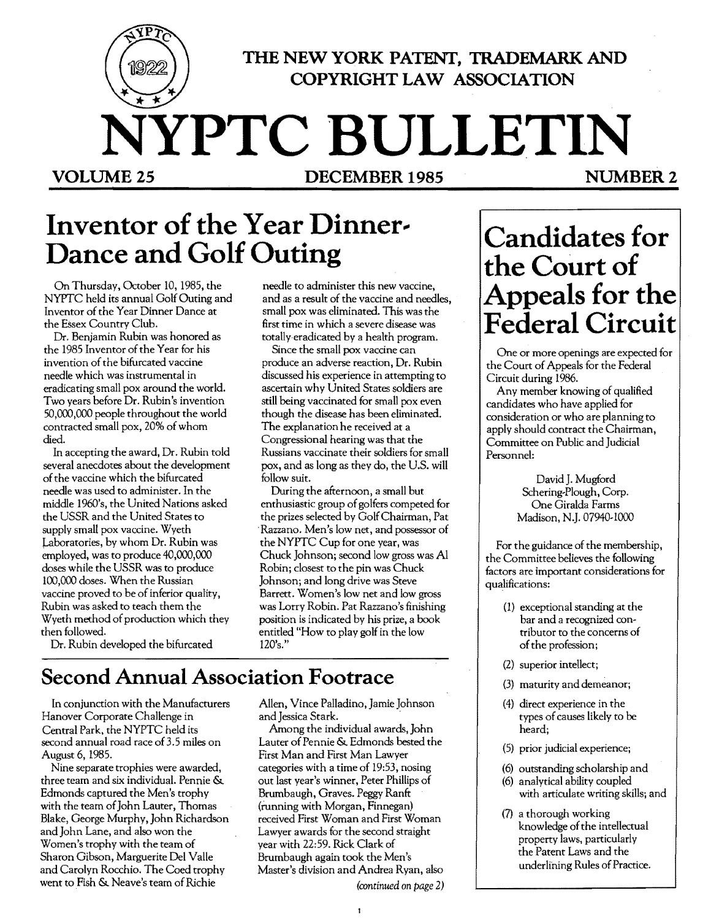THE NEW YORK PATENT, TRADEMARK AND COPYRIGHT LAW ASSOCIATION

# NYPTC BULLETIN

**VOLUME 25** **DECEMBER 1985** **NUMBER 2**

## Inventor of the Year Dinner-Dance and Golf Outing

On Thursday, October 10, 1985, the NYPTC held its annual Golf Outing and Inventor of the Year Dinner Dance at the Essex Country Club.

Dr. Benjamin Rubin was honored as the 1985 Inventor of the Year for his invention of the bifurcated vaccine needle which was instrumental in eradicating small pox around the world. Two years before Dr. Rubin's invention 50,000,000 people throughout the world contracted small pox, 20% of whom died.

In accepting the award, Dr. Rubin told several anecdotes about the development of the vaccine which the bifurcated needle was used to administer. In the middle 1960's, the United Nations asked the USSR and the United States to supply small pox vaccine. Wyeth Laboratories, by whom Dr. Rubin was employed, was to produce 40,000,000 doses while the USSR was to produce 100,000 doses. When the Russian vaccine proved to be of inferior quality, Rubin was asked to teach them the Wyeth method of production which they then followed.

Dr. Rubin developed the bifurcated needle to administer this new vaccine, and as a result of the vaccine and needles, small pox was eliminated. This was the first time in which a severe disease was totally eradicated by a health program.

Since the small pox vaccine can produce an adverse reaction, Dr. Rubin discussed his experience in attempting to ascertain why United States soldiers are still being vaccinated for small pox even though the disease has been eliminated. The explanation he received at a Congressional hearing was that the Russians vaccinate their soldiers for small pox, and as long as they do, the U.S. will follow suit.

During the afternoon, a small but enthusiastic group of golfers competed for the prizes selected by Golf Chairman, Pat Razzano. Men's low net, and possessor of the NYPTC Cup for one year, was Chuck Johnson; second low gross was Al Robin; closest to the pin was Chuck Johnson; and long drive was Steve Barrett. Women's low net and low gross was Lorry Robin. Pat Razzano's finishing position is indicated by his prize, a book entitled "How to play golf in the low 120's."

## Second Annual Association Footrace

In conjunction with the Manufacturers Hanover Corporate Challenge in Central Park, the NYPTC held its second annual road race of 3.5 miles on August 6, 1985.

Nine separate trophies were awarded, three team and six individual. Pennie & Edmonds captured the Men's trophy with the team of John Lauter, Thomas Blake, George Murphy, John Richardson and John Lane, and also won the Women's trophy with the team of Sharon Gibson, Marguerite Del Valle and Carolyn Rocchio. The Coed trophy went to Fish & Neave's team of Richie Allen, Vince Palladino, Jamie Johnson and Jessica Stark.

Among the individual awards, John Lauter of Pennie & Edmonds bested the First Man and First Man Lawyer categories with a time of 19:53, nosing out last year's winner, Peter Phillips of Brumbaugh, Graves. Peggy Ranft (running with Morgan, Finnegan) received First Woman and First Woman Lawyer awards for the second straight year with 22:59. Rick Clark of Brumbaugh again took the Men's Master's division and Andrea Ryan, also

*(continued on page 2)*

## Candidates for the Court of Appeals for the Federal Circuit

One or more openings are expected for the Court of Appeals for the Federal Circuit during 1986.

Any member knowing of qualified candidates who have applied for consideration or who are planning to apply should contract the Chairman, Committee on Public and Judicial Personnel:

David J. Mugford
Schering-Plough, Corp.
One Giralda Farms
Madison, N.J. 07940-1000

For the guidance of the membership, the Committee believes the following factors are important considerations for qualifications:

(1) exceptional standing at the bar and a recognized contributor to the concerns of the profession;

(2) superior intellect;

(3) maturity and demeanor;

(4) direct experience in the types of causes likely to be heard;

(5) prior judicial experience;

(6) outstanding scholarship and

(6) analytical ability coupled with articulate writing skills; and

(7) a thorough working knowledge of the intellectual property laws, particularly the Patent Laws and the underlining Rules of Practice.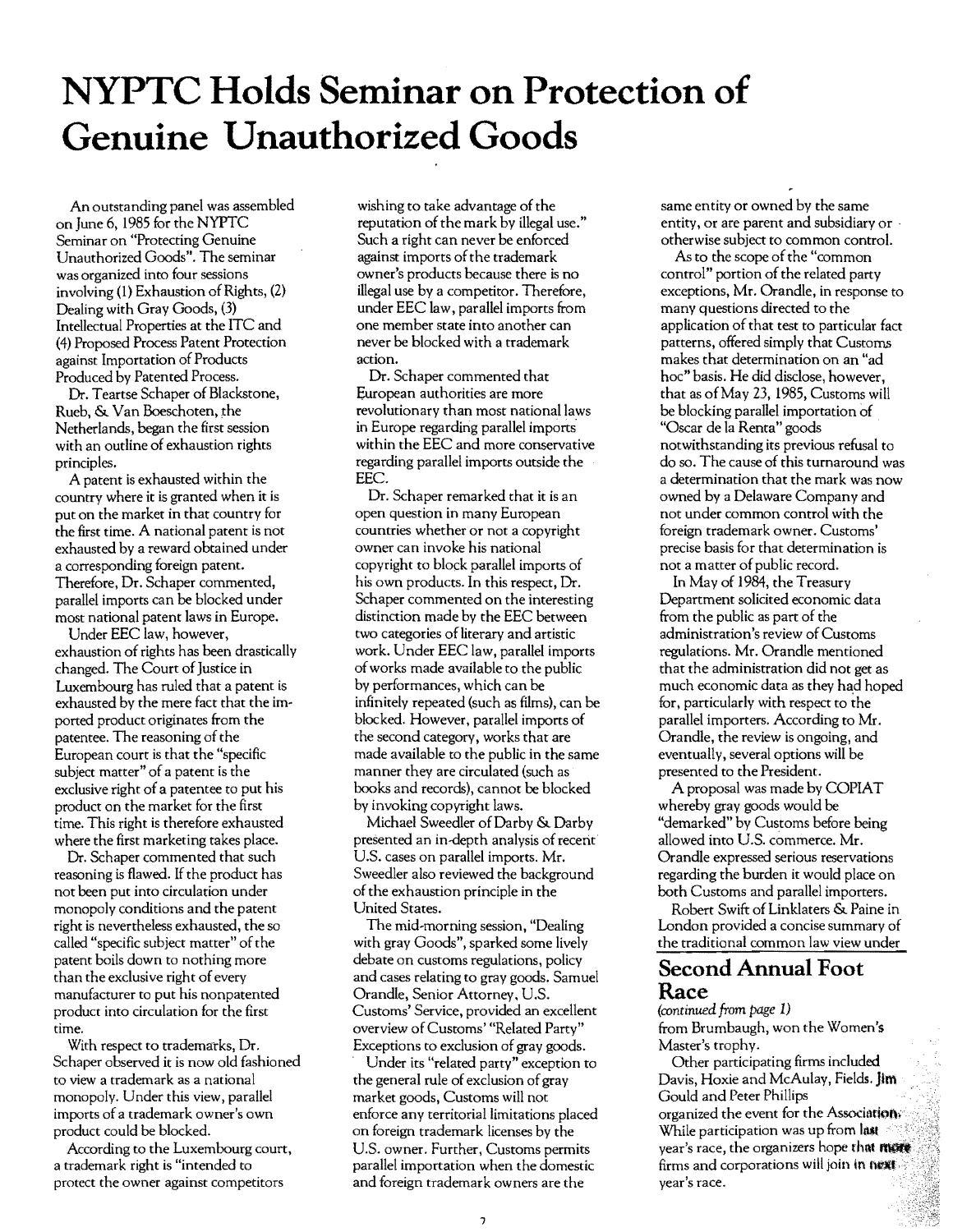# NYPTC Holds Seminar on Protection of Genuine Unauthorized Goods

An outstanding panel was assembled on June 6, 1985 for the NYPTC Seminar on "Protecting Genuine Unauthorized Goods". The seminar was organized into four sessions involving (1) Exhaustion of Rights, (2) Dealing with Gray Goods, (3) Intellectual Properties at the ITC and (4) Proposed Process Patent Protection against Importation of Products Produced by Patented Process.

Dr. Teartse Schaper of Blackstone, Rueb, & Van Boeschoten, the Netherlands, began the first session with an outline of exhaustion rights principles.

A patent is exhausted within the country where it is granted when it is put on the market in that country for the first time. A national patent is not exhausted by a reward obtained under a corresponding foreign patent. Therefore, Dr. Schaper commented, parallel imports can be blocked under most national patent laws in Europe.

Under EEC law, however, exhaustion of rights has been drastically changed. The Court of Justice in Luxembourg has ruled that a patent is exhausted by the mere fact that the imported product originates from the patentee. The reasoning of the European court is that the "specific subject matter" of a patent is the exclusive right of a patentee to put his product on the market for the first time. This right is therefore exhausted where the first marketing takes place.

Dr. Schaper commented that such reasoning is flawed. If the product has not been put into circulation under monopoly conditions and the patent right is nevertheless exhausted, the so called "specific subject matter" of the patent boils down to nothing more than the exclusive right of every manufacturer to put his nonpatented product into circulation for the first time.

With respect to trademarks, Dr. Schaper observed it is now old fashioned to view a trademark as a national monopoly. Under this view, parallel imports of a trademark owner's own product could be blocked.

According to the Luxembourg court, a trademark right is "intended to protect the owner against competitors wishing to take advantage of the reputation of the mark by illegal use." Such a right can never be enforced against imports of the trademark owner's products because there is no illegal use by a competitor. Therefore, under EEC law, parallel imports from one member state into another can never be blocked with a trademark action.

Dr. Schaper commented that European authorities are more revolutionary than most national laws in Europe regarding parallel imports within the EEC and more conservative regarding parallel imports outside the EEC.

Dr. Schaper remarked that it is an open question in many European countries whether or not a copyright owner can invoke his national copyright to block parallel imports of his own products. In this respect, Dr. Schaper commented on the interesting distinction made by the EEC between two categories of literary and artistic work. Under EEC law, parallel imports of works made available to the public by performances, which can be infinitely repeated (such as films), can be blocked. However, parallel imports of the second category, works that are made available to the public in the same manner they are circulated (such as books and records), cannot be blocked by invoking copyright laws.

Michael Sweedler of Darby & Darby presented an in-depth analysis of recent U.S. cases on parallel imports. Mr. Sweedler also reviewed the background of the exhaustion principle in the United States.

The mid-morning session, "Dealing with gray Goods", sparked some lively debate on customs regulations, policy and cases relating to gray goods. Samuel Orandle, Senior Attorney, U.S. Customs' Service, provided an excellent overview of Customs' "Related Party" Exceptions to exclusion of gray goods.

Under its "related party" exception to the general rule of exclusion of gray market goods, Customs will not enforce any territorial limitations placed on foreign trademark licenses by the U.S. owner. Further, Customs permits parallel importation when the domestic and foreign trademark owners are the same entity or owned by the same entity, or are parent and subsidiary or otherwise subject to common control.

As to the scope of the "common control" portion of the related party exceptions, Mr. Orandle, in response to many questions directed to the application of that test to particular fact patterns, offered simply that Customs makes that determination on an "ad hoc" basis. He did disclose, however, that as of May 23, 1985, Customs will be blocking parallel importation of "Oscar de la Renta" goods notwithstanding its previous refusal to do so. The cause of this turnaround was a determination that the mark was now owned by a Delaware Company and not under common control with the foreign trademark owner. Customs' precise basis for that determination is not a matter of public record.

In May of 1984, the Treasury Department solicited economic data from the public as part of the administration's review of Customs regulations. Mr. Orandle mentioned that the administration did not get as much economic data as they had hoped for, particularly with respect to the parallel importers. According to Mr. Orandle, the review is ongoing, and eventually, several options will be presented to the President.

A proposal was made by COPIAT whereby gray goods would be "demarked" by Customs before being allowed into U.S. commerce. Mr. Orandle expressed serious reservations regarding the burden it would place on both Customs and parallel importers.

Robert Swift of Linklaters & Paine in London provided a concise summary of the traditional common law view under

## Second Annual Foot Race

*(continued from page 1)*

from Brumbaugh, won the Women's Master's trophy.

Other participating firms included Davis, Hoxie and McAulay, Fields. Jim Gould and Peter Phillips organized the event for the Association. While participation was up from last year's race, the organizers hope that more firms and corporations will join in next year's race.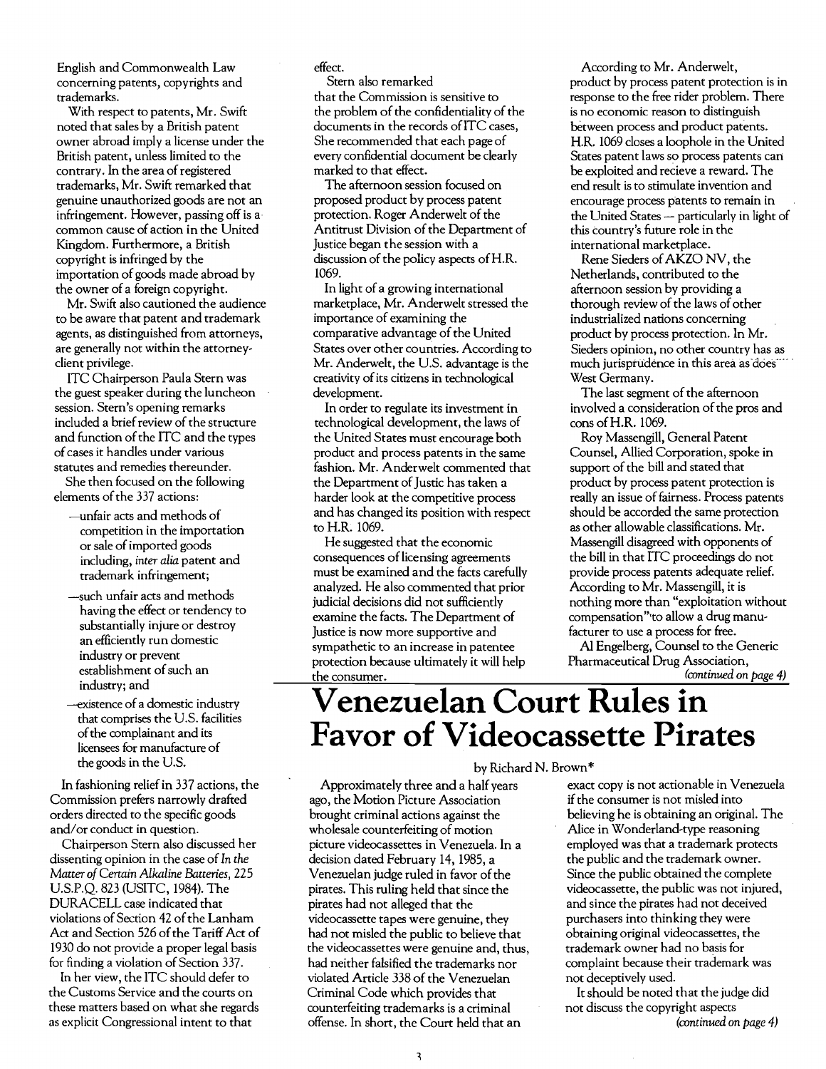English and Commonwealth Law concerning patents, copyrights and trademarks.

With respect to patents, Mr. Swift noted that sales by a British patent owner abroad imply a license under the British patent, unless limited to the contrary. In the area of registered trademarks, Mr. Swift remarked that genuine unauthorized goods are not an infringement. However, passing off is a common cause of action in the United Kingdom. Furthermore, a British copyright is infringed by the importation of goods made abroad by the owner of a foreign copyright.

Mr. Swift also cautioned the audience to be aware that patent and trademark agents, as distinguished from attorneys, are generally not within the attorney-client privilege.

ITC Chairperson Paula Stern was the guest speaker during the luncheon session. Stern's opening remarks included a brief review of the structure and function of the ITC and the types of cases it handles under various statutes and remedies thereunder.

She then focused on the following elements of the 337 actions:

- —unfair acts and methods of competition in the importation or sale of imported goods including, *inter alia* patent and trademark infringement;
- —such unfair acts and methods having the effect or tendency to substantially injure or destroy an efficiently run domestic industry or prevent establishment of such an industry; and
- —existence of a domestic industry that comprises the U.S. facilities of the complainant and its licensees for manufacture of the goods in the U.S.

In fashioning relief in 337 actions, the Commission prefers narrowly drafted orders directed to the specific goods and/or conduct in question.

Chairperson Stern also discussed her dissenting opinion in the case of *In the Matter of Certain Alkaline Batteries*, 225 U.S.P.Q. 823 (USITC, 1984). The DURACELL case indicated that violations of Section 42 of the Lanham Act and Section 526 of the Tariff Act of 1930 do not provide a proper legal basis for finding a violation of Section 337.

In her view, the ITC should defer to the Customs Service and the courts on these matters based on what she regards as explicit Congressional intent to that effect.

Stern also remarked that the Commission is sensitive to the problem of the confidentiality of the documents in the records of ITC cases, She recommended that each page of every confidential document be clearly marked to that effect.

The afternoon session focused on proposed product by process patent protection. Roger Anderwelt of the Antitrust Division of the Department of Justice began the session with a discussion of the policy aspects of H.R. 1069.

In light of a growing international marketplace, Mr. Anderwelt stressed the importance of examining the comparative advantage of the United States over other countries. According to Mr. Anderwelt, the U.S. advantage is the creativity of its citizens in technological development.

In order to regulate its investment in technological development, the laws of the United States must encourage both product and process patents in the same fashion. Mr. Anderwelt commented that the Department of Justic has taken a harder look at the competitive process and has changed its position with respect to H.R. 1069.

He suggested that the economic consequences of licensing agreements must be examined and the facts carefully analyzed. He also commented that prior judicial decisions did not sufficiently examine the facts. The Department of Justice is now more supportive and sympathetic to an increase in patentee protection because ultimately it will help the consumer.

According to Mr. Anderwelt, product by process patent protection is in response to the free rider problem. There is no economic reason to distinguish between process and product patents. H.R. 1069 closes a loophole in the United States patent laws so process patents can be exploited and recieve a reward. The end result is to stimulate invention and encourage process patents to remain in the United States — particularly in light of this country's future role in the international marketplace.

Rene Sieders of AKZO NV, the Netherlands, contributed to the afternoon session by providing a thorough review of the laws of other industrialized nations concerning product by process protection. In Mr. Sieders opinion, no other country has as much jurisprudence in this area as does West Germany.

The last segment of the afternoon involved a consideration of the pros and cons of H.R. 1069.

Roy Massengill, General Patent Counsel, Allied Corporation, spoke in support of the bill and stated that product by process patent protection is really an issue of fairness. Process patents should be accorded the same protection as other allowable classifications. Mr. Massengill disagreed with opponents of the bill in that ITC proceedings do not provide process patents adequate relief. According to Mr. Massengill, it is nothing more than "exploitation without compensation" to allow a drug manufacturer to use a process for free.

Al Engelberg, Counsel to the Generic Pharmaceutical Drug Association,

*(continued on page 4)*

# Venezuelan Court Rules in Favor of Videocassette Pirates

by Richard N. Brown*

Approximately three and a half years ago, the Motion Picture Association brought criminal actions against the wholesale counterfeiting of motion picture videocassettes in Venezuela. In a decision dated February 14, 1985, a Venezuelan judge ruled in favor of the pirates. This ruling held that since the pirates had not alleged that the videocassette tapes were genuine, they had not misled the public to believe that the videocassettes were genuine and, thus, had neither falsified the trademarks nor violated Article 338 of the Venezuelan Criminal Code which provides that counterfeiting trademarks is a criminal offense. In short, the Court held that an exact copy is not actionable in Venezuela if the consumer is not misled into believing he is obtaining an original. The Alice in Wonderland-type reasoning employed was that a trademark protects the public and the trademark owner. Since the public obtained the complete videocassette, the public was not injured, and since the pirates had not deceived purchasers into thinking they were obtaining original videocassettes, the trademark owner had no basis for complaint because their trademark was not deceptively used.

It should be noted that the judge did not discuss the copyright aspects

*(continued on page 4)*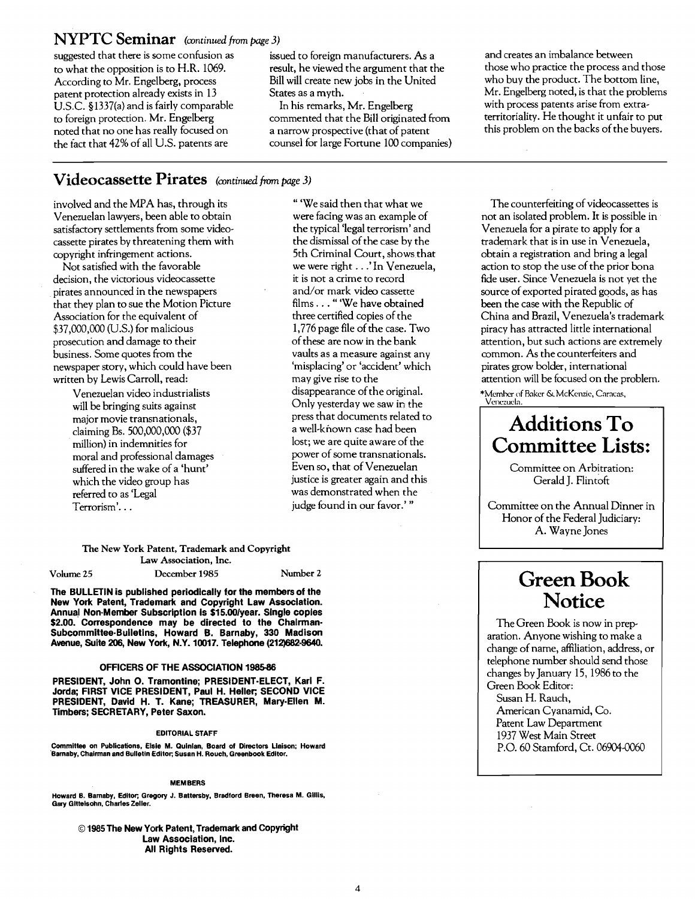## NYPTC Seminar *(continued from page 3)*

suggested that there is some confusion as to what the opposition is to H.R. 1069. According to Mr. Engelberg, process patent protection already exists in 13 U.S.C. §1337(a) and is fairly comparable to foreign protection. Mr. Engelberg noted that no one has really focused on the fact that 42% of all U.S. patents are issued to foreign manufacturers. As a result, he viewed the argument that the Bill will create new jobs in the United States as a myth.

In his remarks, Mr. Engelberg commented that the Bill originated from a narrow prospective (that of patent counsel for large Fortune 100 companies) and creates an imbalance between those who practice the process and those who buy the product. The bottom line, Mr. Engelberg noted, is that the problems with process patents arise from extraterritoriality. He thought it unfair to put this problem on the backs of the buyers.

## Videocassette Pirates *(continued from page 3)*

involved and the MPA has, through its Venezuelan lawyers, been able to obtain satisfactory settlements from some videocassette pirates by threatening them with copyright infringement actions.

Not satisfied with the favorable decision, the victorious videocassette pirates announced in the newspapers that they plan to sue the Motion Picture Association for the equivalent of $37,000,000 (U.S.) for malicious prosecution and damage to their business. Some quotes from the newspaper story, which could have been written by Lewis Carroll, read:

> Venezuelan video industrialists will be bringing suits against major movie transnationals, claiming Bs. 500,000,000 ($37 million) in indemnities for moral and professional damages suffered in the wake of a 'hunt' which the video group has referred to as 'Legal Terrorism'. . .
>
> " 'We said then that what we were facing was an example of the typical 'legal terrorism' and the dismissal of the case by the 5th Criminal Court, shows that we were right . . .' In Venezuela, it is not a crime to record and/or mark video cassette films . . . " 'We have obtained three certified copies of the 1,776 page file of the case. Two of these are now in the bank vaults as a measure against any 'misplacing' or 'accident' which may give rise to the disappearance of the original. Only yesterday we saw in the press that documents related to a well-known case had been lost; we are quite aware of the power of some transnationals. Even so, that of Venezuelan justice is greater again and this was demonstrated when the judge found in our favor.' "

The counterfeiting of videocassettes is not an isolated problem. It is possible in Venezuela for a pirate to apply for a trademark that is in use in Venezuela, obtain a registration and bring a legal action to stop the use of the prior bona fide user. Since Venezuela is not yet the source of exported pirated goods, as has been the case with the Republic of China and Brazil, Venezuela's trademark piracy has attracted little international attention, but such actions are extremely common. As the counterfeiters and pirates grow bolder, international attention will be focused on the problem.

*Member of Baker & McKenzie, Caracas, Venezuela.

## Additions To Committee Lists:

Committee on Arbitration:
Gerald J. Flintoft

Committee on the Annual Dinner in Honor of the Federal Judiciary:
A. Wayne Jones

## Green Book Notice

The Green Book is now in preparation. Anyone wishing to make a change of name, affiliation, address, or telephone number should send those changes by January 15, 1986 to the Green Book Editor:

Susan H. Rauch,
American Cyanamid, Co.
Patent Law Department
1937 West Main Street
P.O. 60 Stamford, Ct. 06904-0060

---

The New York Patent, Trademark and Copyright Law Association, Inc.

Volume 25 — December 1985 — Number 2

**The BULLETIN is published periodically for the members of the New York Patent, Trademark and Copyright Law Association. Annual Non-Member Subscription is $15.00/year. Single copies $2.00. Correspondence may be directed to the Chairman-Subcommittee-Bulletins, Howard B. Barnaby, 330 Madison Avenue, Suite 206, New York, N.Y. 10017. Telephone (212)682-9640.**

**OFFICERS OF THE ASSOCIATION 1985-86**

**PRESIDENT, John O. Tramontine; PRESIDENT-ELECT, Karl F. Jorda; FIRST VICE PRESIDENT, Paul H. Heller; SECOND VICE PRESIDENT, David H. T. Kane; TREASURER, Mary-Ellen M. Timbers; SECRETARY, Peter Saxon.**

**EDITORIAL STAFF**

**Committee on Publications, Elsie M. Quinlan, Board of Directors Liaison; Howard Barnaby, Chairman and Bulletin Editor; Susan H. Rouch, Greenbook Editor.**

**MEMBERS**

**Howard B. Barnaby, Editor; Gregory J. Battersby, Bradford Breen, Theresa M. Gillis, Gary Gittelsohn, Charles Zeller.**

**© 1985 The New York Patent, Trademark and Copyright Law Association, Inc. All Rights Reserved.**